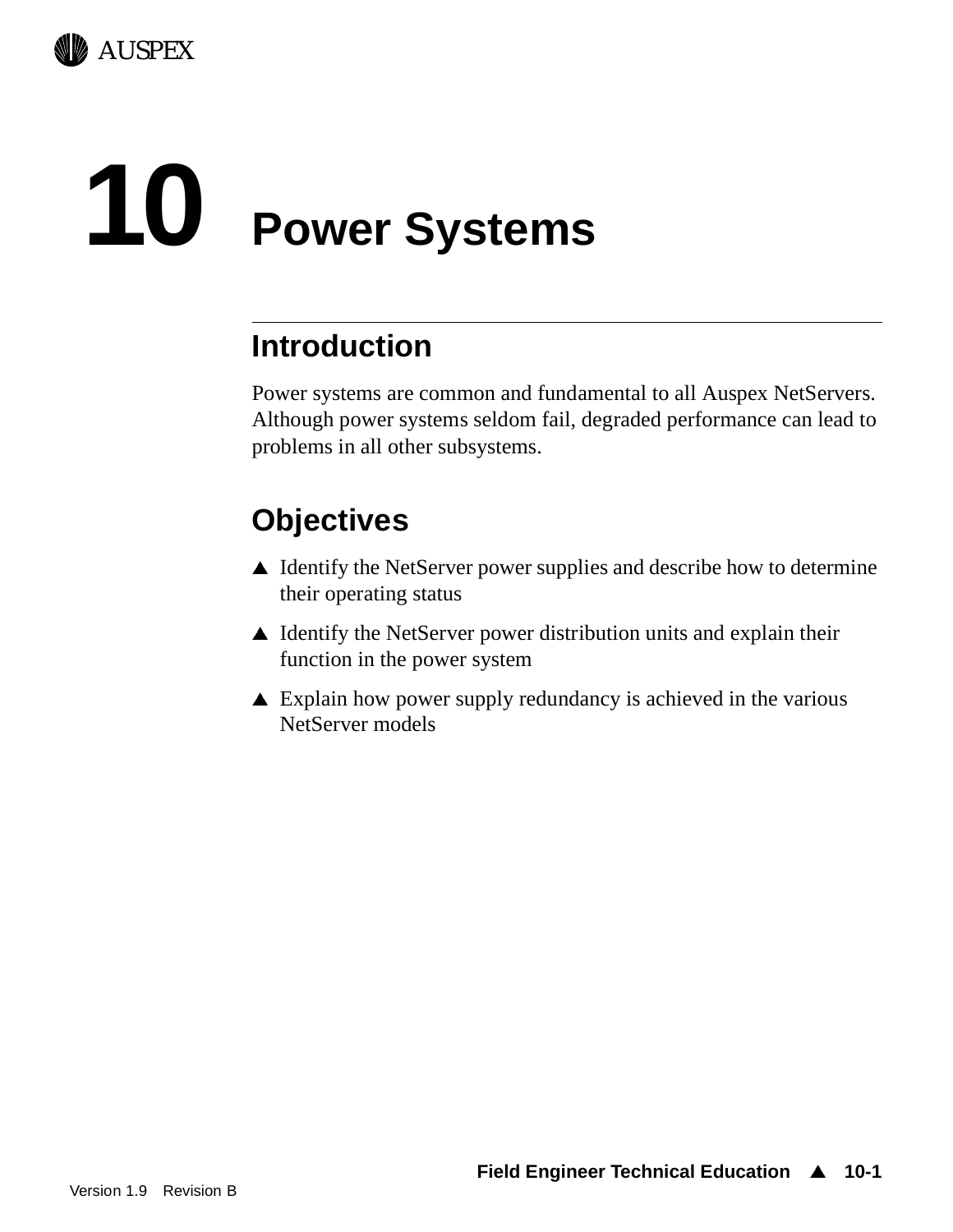# 10 Power Systems

## Introduction

Power systems are common and fundamental to all Auspex NetServers. Although power systems seldom fail, degraded performance can lead to problems in all other subsystems.

## Objectives

- Identify the NetServer power supplies and describe how to determine their operating status
- Identify the NetServer power distribution units and explain their function in the power system
- Explain how power supply redundancy is achieved in the various NetServer models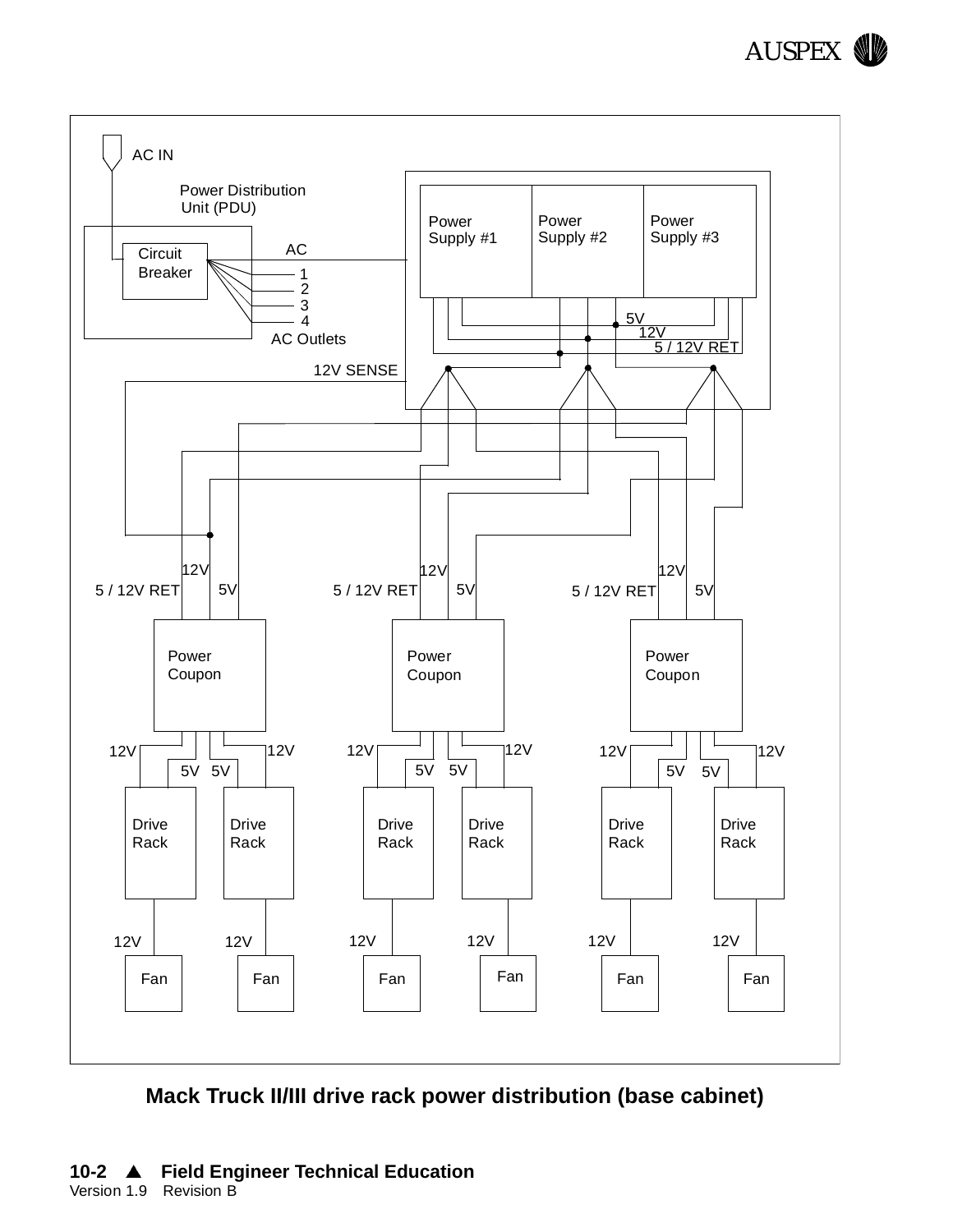AC IN

Power Distribution Unit (PDU)

Circuit Breaker

AC

1
2
3
4

AC Outlets

Power Supply #1

Power Supply #2

Power Supply #3

5V

12V

5 / 12V RET

12V SENSE

12V

5 / 12V RET

5V

12V

5 / 12V RET

5V

12V

5 / 12V RET

5V

Power Coupon

Power Coupon

Power Coupon

12V 5V 5V 12V

12V 5V 5V 12V

12V 5V 5V 12V

Drive Rack

Drive Rack

Drive Rack

Drive Rack

Drive Rack

Drive Rack

12V 12V 12V 12V 12V 12V

Fan Fan Fan Fan Fan Fan

**Mack Truck II/III drive rack power distribution (base cabinet)**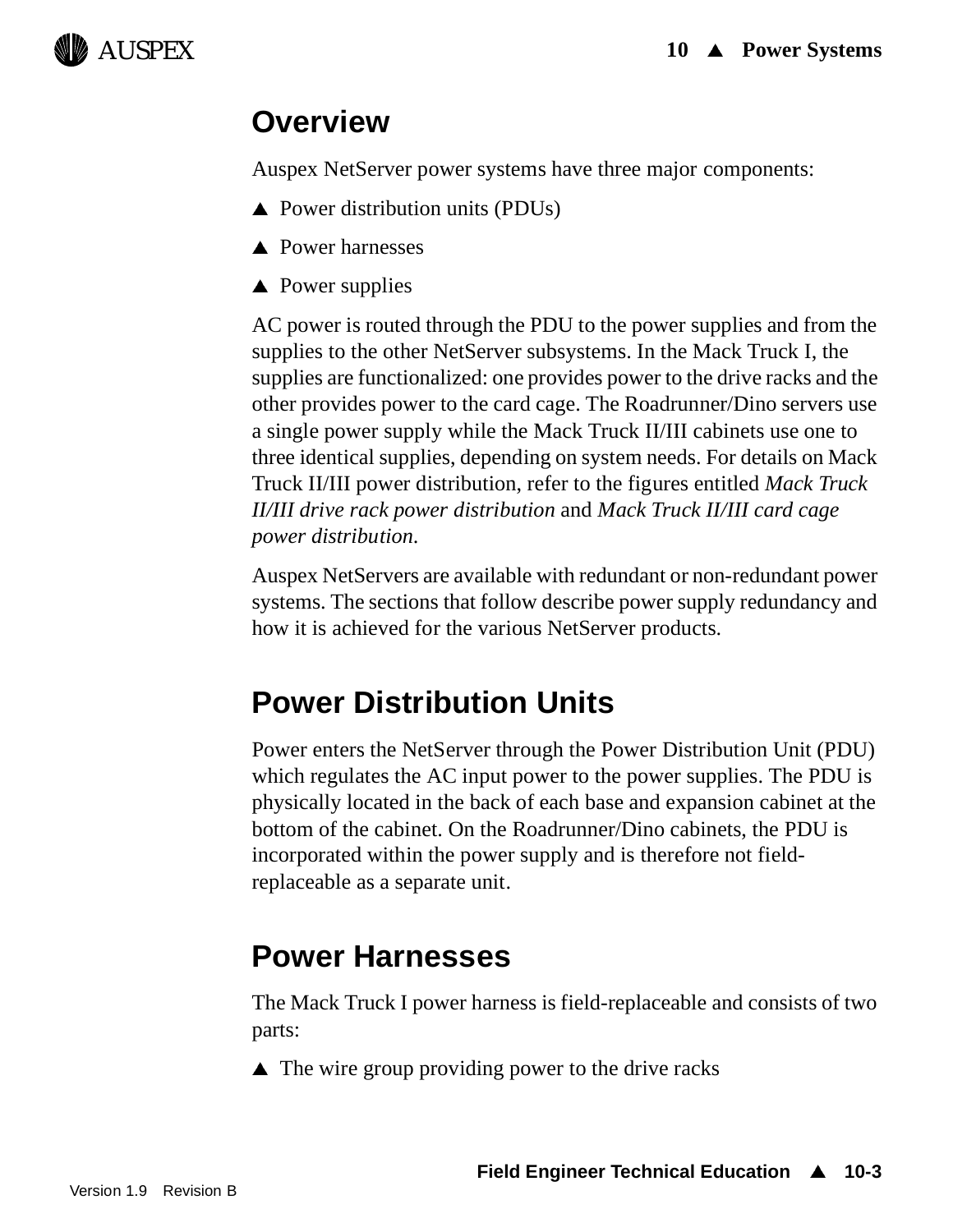## Overview

Auspex NetServer power systems have three major components:

- ▲ Power distribution units (PDUs)
- ▲ Power harnesses
- ▲ Power supplies

AC power is routed through the PDU to the power supplies and from the supplies to the other NetServer subsystems. In the Mack Truck I, the supplies are functionalized: one provides power to the drive racks and the other provides power to the card cage. The Roadrunner/Dino servers use a single power supply while the Mack Truck II/III cabinets use one to three identical supplies, depending on system needs. For details on Mack Truck II/III power distribution, refer to the figures entitled *Mack Truck II/III drive rack power distribution* and *Mack Truck II/III card cage power distribution*.

Auspex NetServers are available with redundant or non-redundant power systems. The sections that follow describe power supply redundancy and how it is achieved for the various NetServer products.

## Power Distribution Units

Power enters the NetServer through the Power Distribution Unit (PDU) which regulates the AC input power to the power supplies. The PDU is physically located in the back of each base and expansion cabinet at the bottom of the cabinet. On the Roadrunner/Dino cabinets, the PDU is incorporated within the power supply and is therefore not field-replaceable as a separate unit.

## Power Harnesses

The Mack Truck I power harness is field-replaceable and consists of two parts:

- ▲ The wire group providing power to the drive racks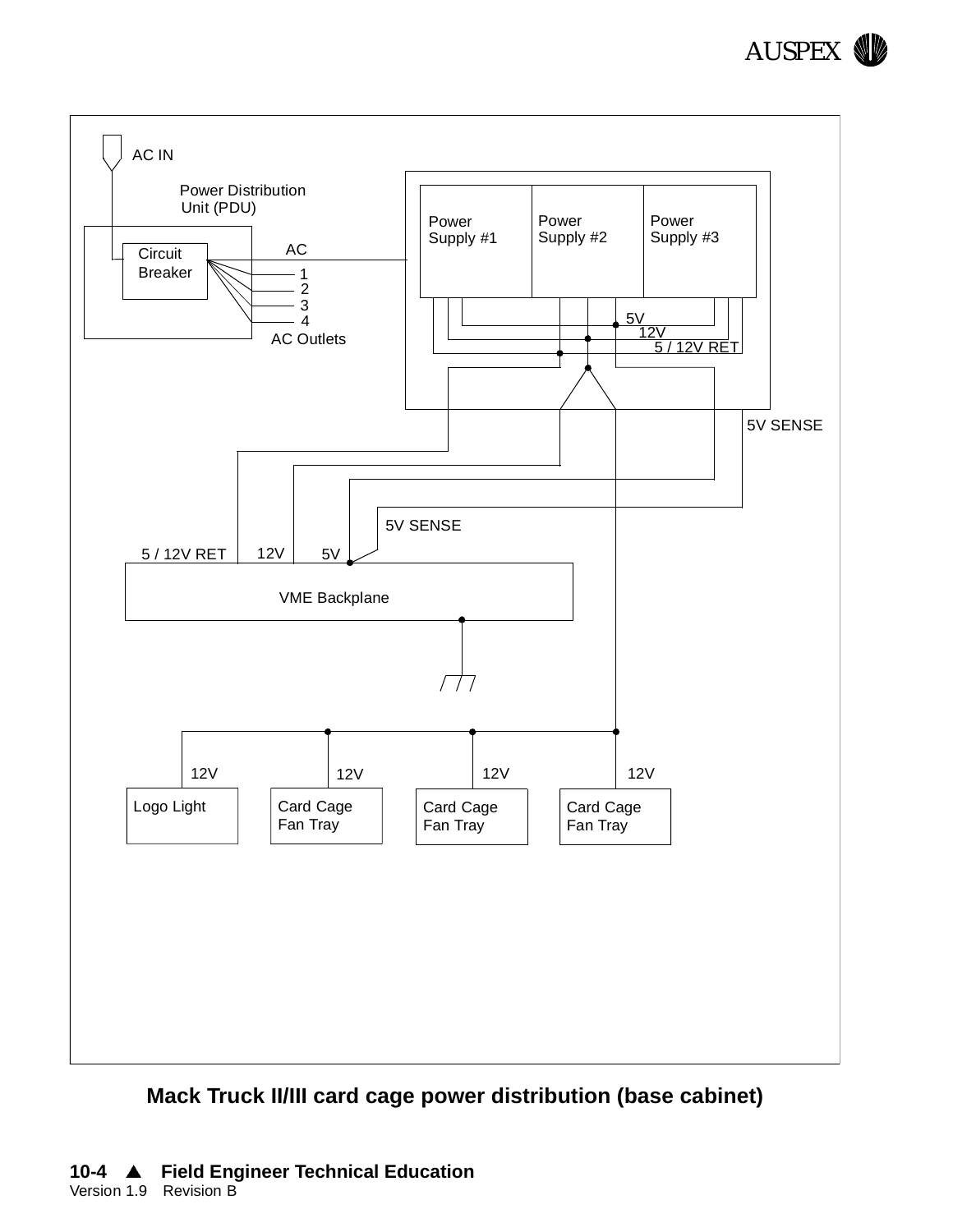AC IN

Power Distribution Unit (PDU)

Circuit Breaker

AC

1
2
3
4

AC Outlets

Power Supply #1

Power Supply #2

Power Supply #3

5V

12V

5 / 12V RET

5V SENSE

5V SENSE

5 / 12V RET

12V

5V

VME Backplane

12V

12V

12V

12V

Logo Light

Card Cage Fan Tray

Card Cage Fan Tray

Card Cage Fan Tray

**Mack Truck II/III card cage power distribution (base cabinet)**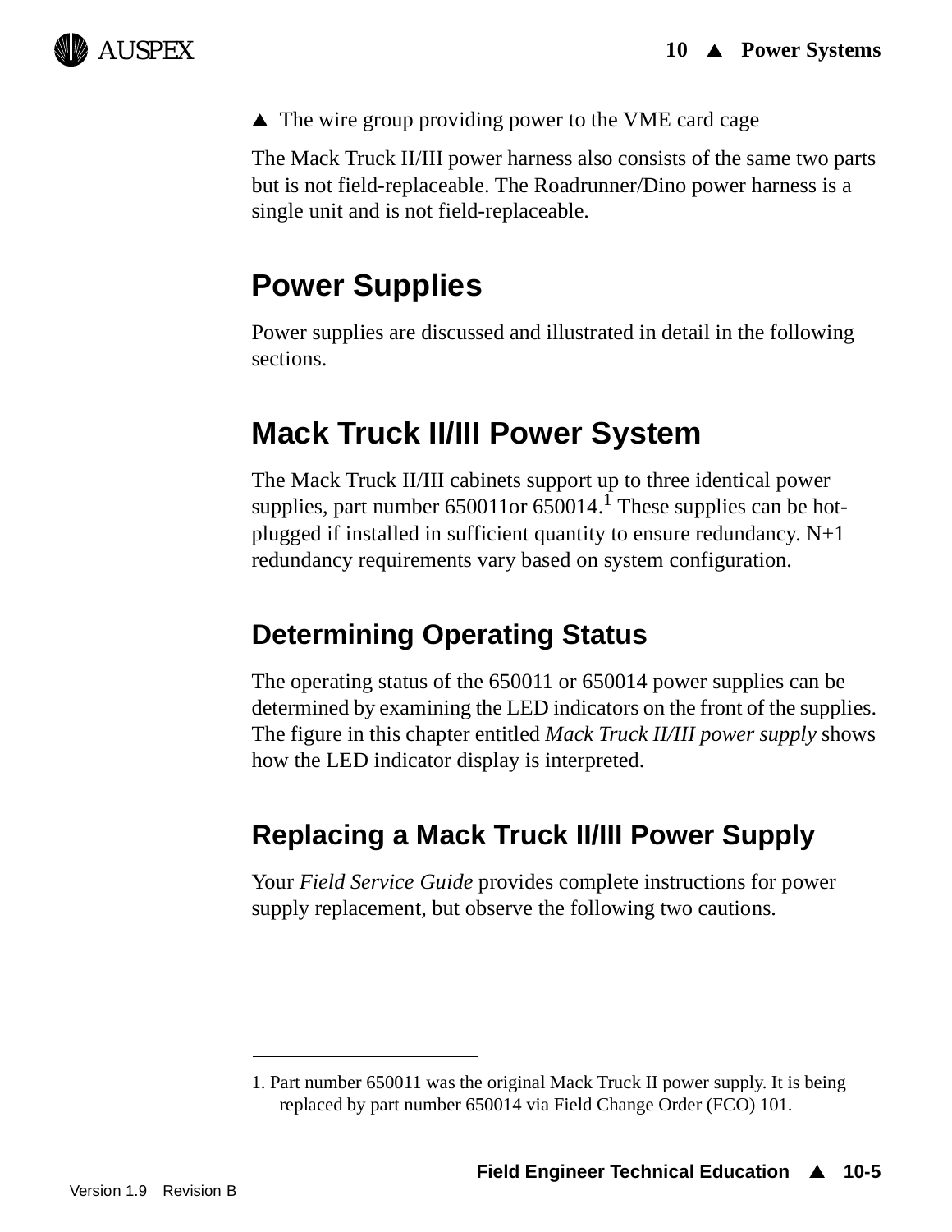▲ The wire group providing power to the VME card cage

The Mack Truck II/III power harness also consists of the same two parts but is not field-replaceable. The Roadrunner/Dino power harness is a single unit and is not field-replaceable.

## Power Supplies

Power supplies are discussed and illustrated in detail in the following sections.

## Mack Truck II/III Power System

The Mack Truck II/III cabinets support up to three identical power supplies, part number 650011or 650014.[1] These supplies can be hot-plugged if installed in sufficient quantity to ensure redundancy. N+1 redundancy requirements vary based on system configuration.

### Determining Operating Status

The operating status of the 650011 or 650014 power supplies can be determined by examining the LED indicators on the front of the supplies. The figure in this chapter entitled *Mack Truck II/III power supply* shows how the LED indicator display is interpreted.

### Replacing a Mack Truck II/III Power Supply

Your *Field Service Guide* provides complete instructions for power supply replacement, but observe the following two cautions.

---

1. Part number 650011 was the original Mack Truck II power supply. It is being replaced by part number 650014 via Field Change Order (FCO) 101.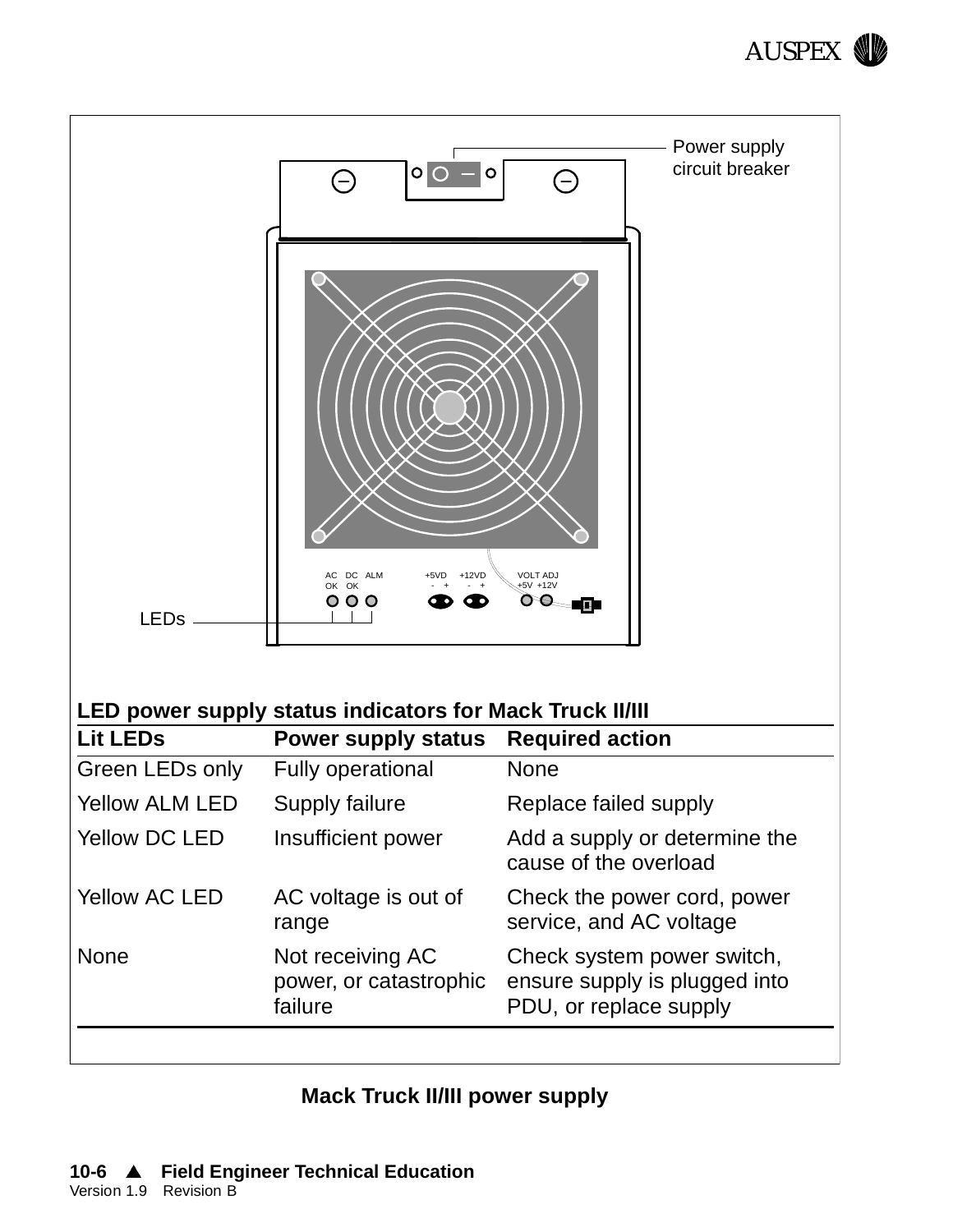Power supply circuit breaker

AC OK   DC OK   ALM   +5VD - +   +12VD - +   VOLT ADJ +5V +12V

LEDs

**LED power supply status indicators for Mack Truck II/III**

| Lit LEDs | Power supply status | Required action |
|---|---|---|
| Green LEDs only | Fully operational | None |
| Yellow ALM LED | Supply failure | Replace failed supply |
| Yellow DC LED | Insufficient power | Add a supply or determine the cause of the overload |
| Yellow AC LED | AC voltage is out of range | Check the power cord, power service, and AC voltage |
| None | Not receiving AC power, or catastrophic failure | Check system power switch, ensure supply is plugged into PDU, or replace supply |

**Mack Truck II/III power supply**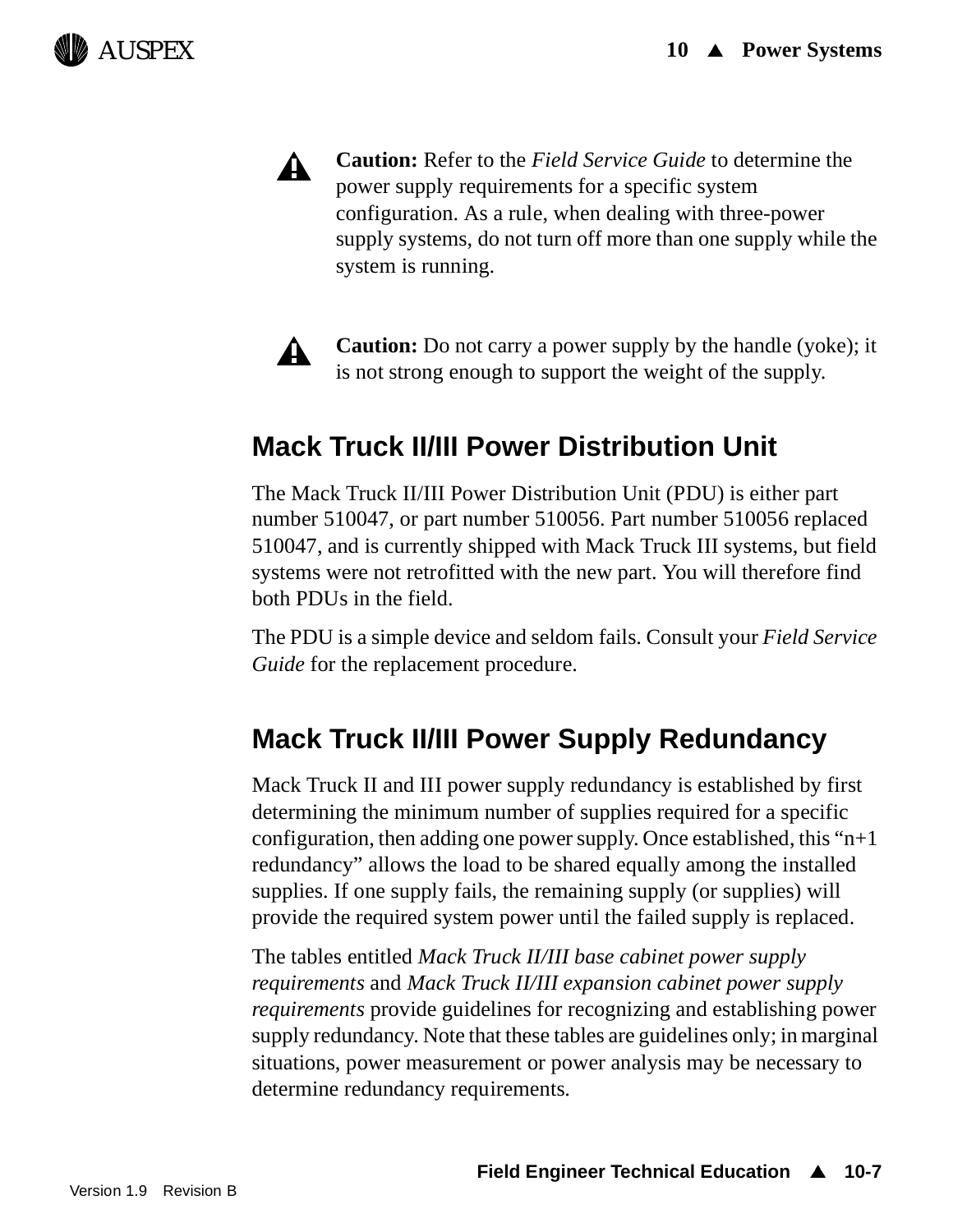**Caution:** Refer to the *Field Service Guide* to determine the power supply requirements for a specific system configuration. As a rule, when dealing with three-power supply systems, do not turn off more than one supply while the system is running.

**Caution:** Do not carry a power supply by the handle (yoke); it is not strong enough to support the weight of the supply.

## Mack Truck II/III Power Distribution Unit

The Mack Truck II/III Power Distribution Unit (PDU) is either part number 510047, or part number 510056. Part number 510056 replaced 510047, and is currently shipped with Mack Truck III systems, but field systems were not retrofitted with the new part. You will therefore find both PDUs in the field.

The PDU is a simple device and seldom fails. Consult your *Field Service Guide* for the replacement procedure.

## Mack Truck II/III Power Supply Redundancy

Mack Truck II and III power supply redundancy is established by first determining the minimum number of supplies required for a specific configuration, then adding one power supply. Once established, this “n+1 redundancy” allows the load to be shared equally among the installed supplies. If one supply fails, the remaining supply (or supplies) will provide the required system power until the failed supply is replaced.

The tables entitled *Mack Truck II/III base cabinet power supply requirements* and *Mack Truck II/III expansion cabinet power supply requirements* provide guidelines for recognizing and establishing power supply redundancy. Note that these tables are guidelines only; in marginal situations, power measurement or power analysis may be necessary to determine redundancy requirements.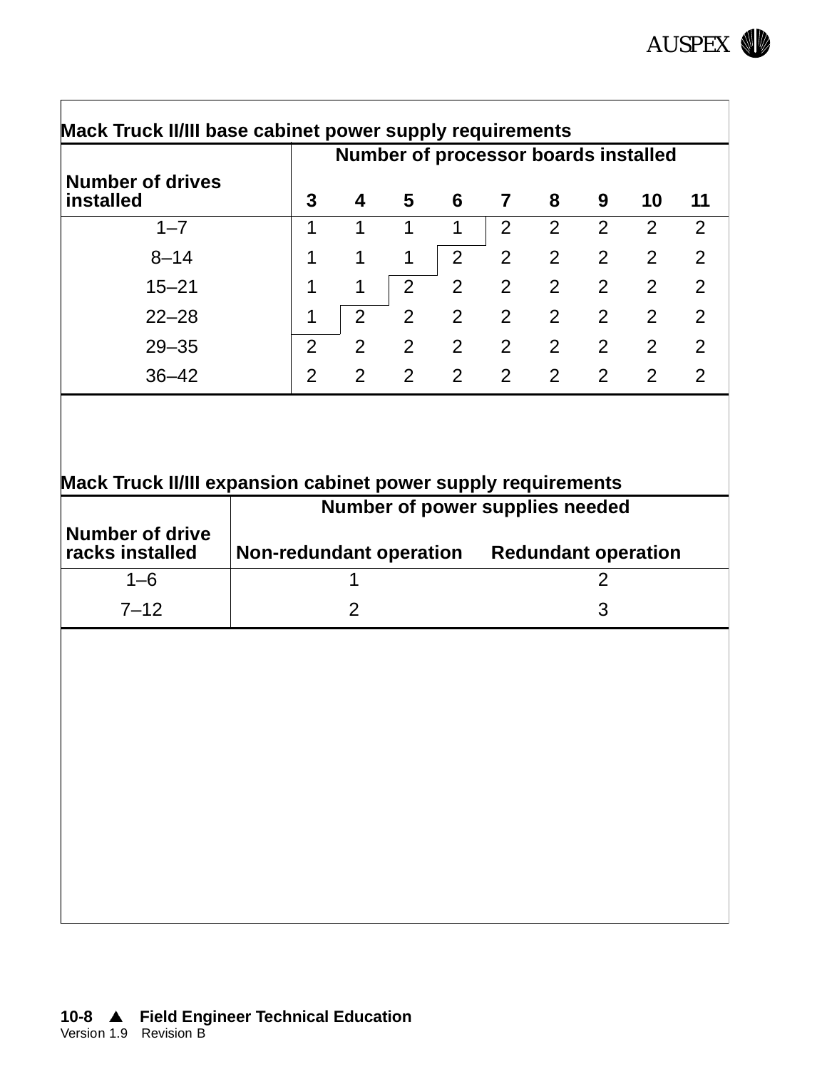**Mack Truck II/III base cabinet power supply requirements**

| Number of drives installed | Number of processor boards installed | | | | | | | | |
|---|---|---|---|---|---|---|---|---|---|
| | 3 | 4 | 5 | 6 | 7 | 8 | 9 | 10 | 11 |
| 1–7 | 1 | 1 | 1 | 1 | 2 | 2 | 2 | 2 | 2 |
| 8–14 | 1 | 1 | 1 | 2 | 2 | 2 | 2 | 2 | 2 |
| 15–21 | 1 | 1 | 2 | 2 | 2 | 2 | 2 | 2 | 2 |
| 22–28 | 1 | 2 | 2 | 2 | 2 | 2 | 2 | 2 | 2 |
| 29–35 | 2 | 2 | 2 | 2 | 2 | 2 | 2 | 2 | 2 |
| 36–42 | 2 | 2 | 2 | 2 | 2 | 2 | 2 | 2 | 2 |

**Mack Truck II/III expansion cabinet power supply requirements**

| Number of drive racks installed | Number of power supplies needed | |
|---|---|---|
| | Non-redundant operation | Redundant operation |
| 1–6 | 1 | 2 |
| 7–12 | 2 | 3 |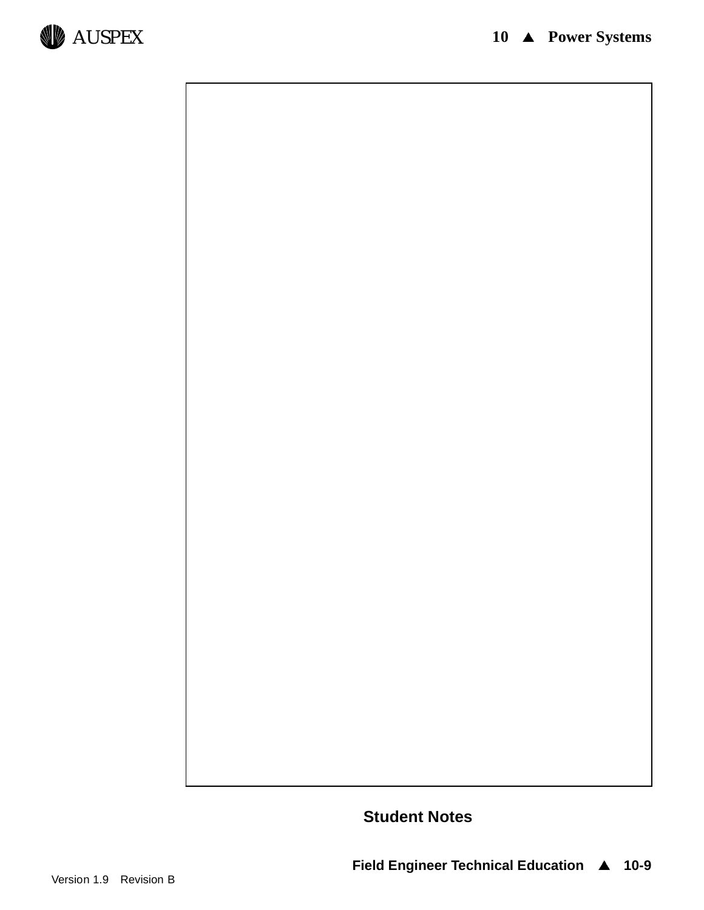Student Notes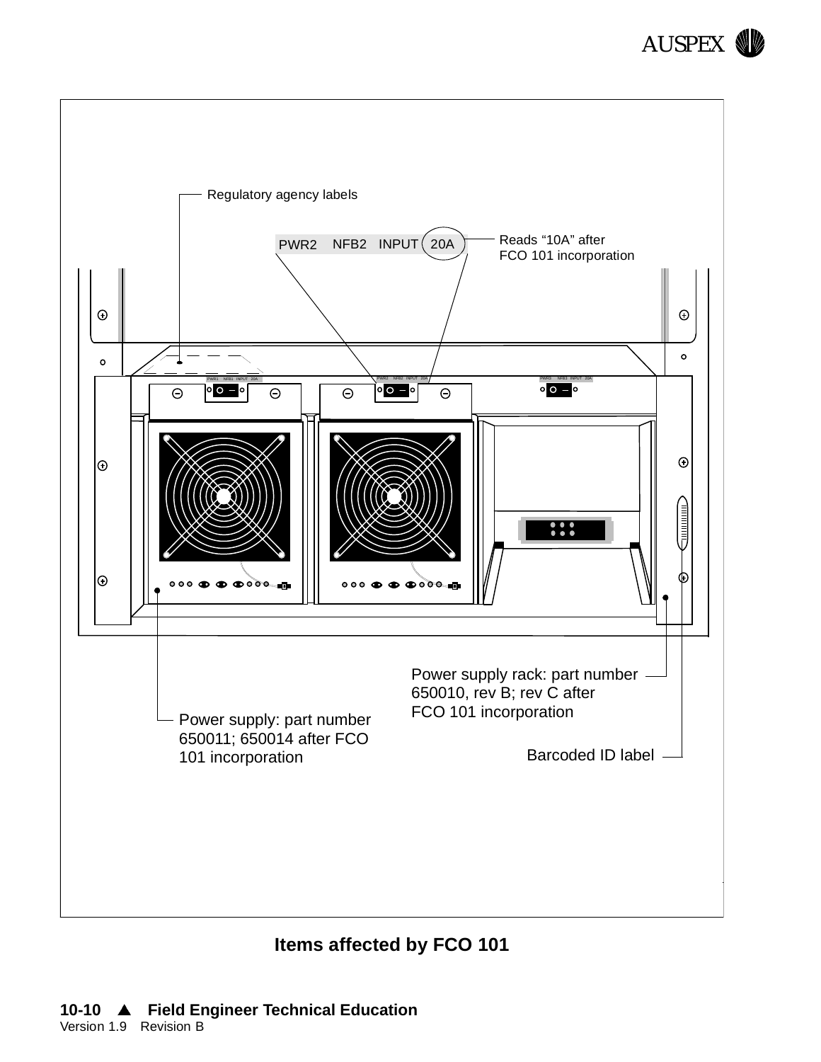Regulatory agency labels

PWR2 NFB2 INPUT 20A

Reads “10A” after FCO 101 incorporation

Power supply rack: part number 650010, rev B; rev C after FCO 101 incorporation

Power supply: part number 650011; 650014 after FCO 101 incorporation

Barcoded ID label

**Items affected by FCO 101**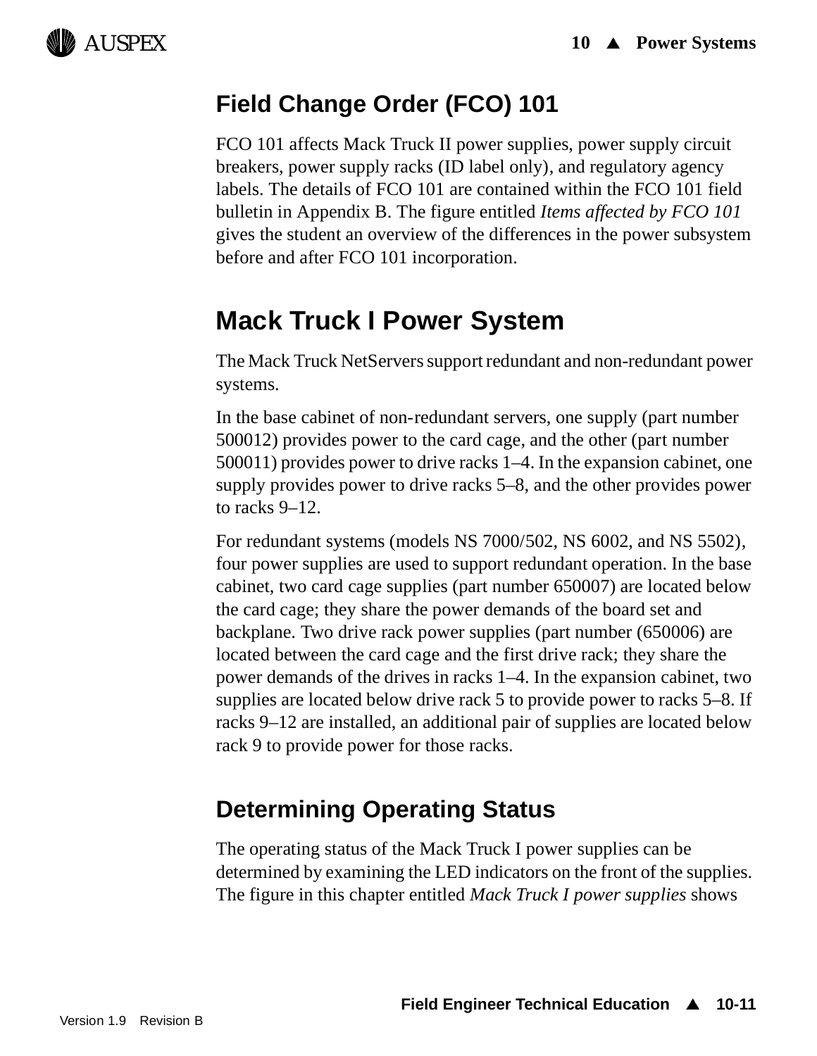## Field Change Order (FCO) 101

FCO 101 affects Mack Truck II power supplies, power supply circuit breakers, power supply racks (ID label only), and regulatory agency labels. The details of FCO 101 are contained within the FCO 101 field bulletin in Appendix B. The figure entitled *Items affected by FCO 101* gives the student an overview of the differences in the power subsystem before and after FCO 101 incorporation.

## Mack Truck I Power System

The Mack Truck NetServers support redundant and non-redundant power systems.

In the base cabinet of non-redundant servers, one supply (part number 500012) provides power to the card cage, and the other (part number 500011) provides power to drive racks 1–4. In the expansion cabinet, one supply provides power to drive racks 5–8, and the other provides power to racks 9–12.

For redundant systems (models NS 7000/502, NS 6002, and NS 5502), four power supplies are used to support redundant operation. In the base cabinet, two card cage supplies (part number 650007) are located below the card cage; they share the power demands of the board set and backplane. Two drive rack power supplies (part number (650006) are located between the card cage and the first drive rack; they share the power demands of the drives in racks 1–4. In the expansion cabinet, two supplies are located below drive rack 5 to provide power to racks 5–8. If racks 9–12 are installed, an additional pair of supplies are located below rack 9 to provide power for those racks.

## Determining Operating Status

The operating status of the Mack Truck I power supplies can be determined by examining the LED indicators on the front of the supplies. The figure in this chapter entitled *Mack Truck I power supplies* shows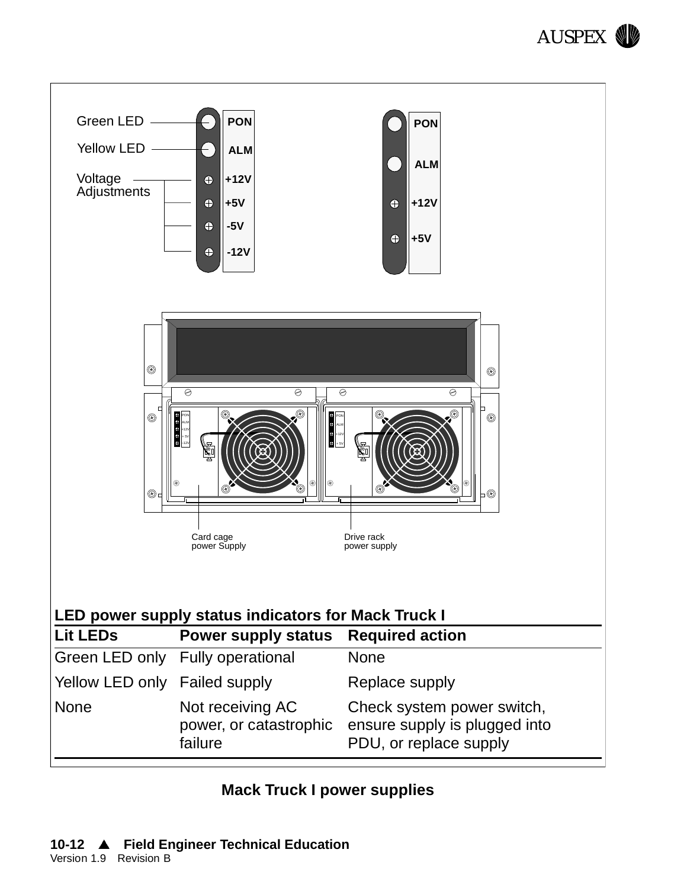Green LED

Yellow LED

Voltage Adjustments

PON

ALM

+12V

+5V

-5V

-12V

PON

ALM

+12V

+5V

Card cage power Supply

Drive rack power supply

**LED power supply status indicators for Mack Truck I**

| Lit LEDs | Power supply status | Required action |
|---|---|---|
| Green LED only | Fully operational | None |
| Yellow LED only | Failed supply | Replace supply |
| None | Not receiving AC power, or catastrophic failure | Check system power switch, ensure supply is plugged into PDU, or replace supply |

**Mack Truck I power supplies**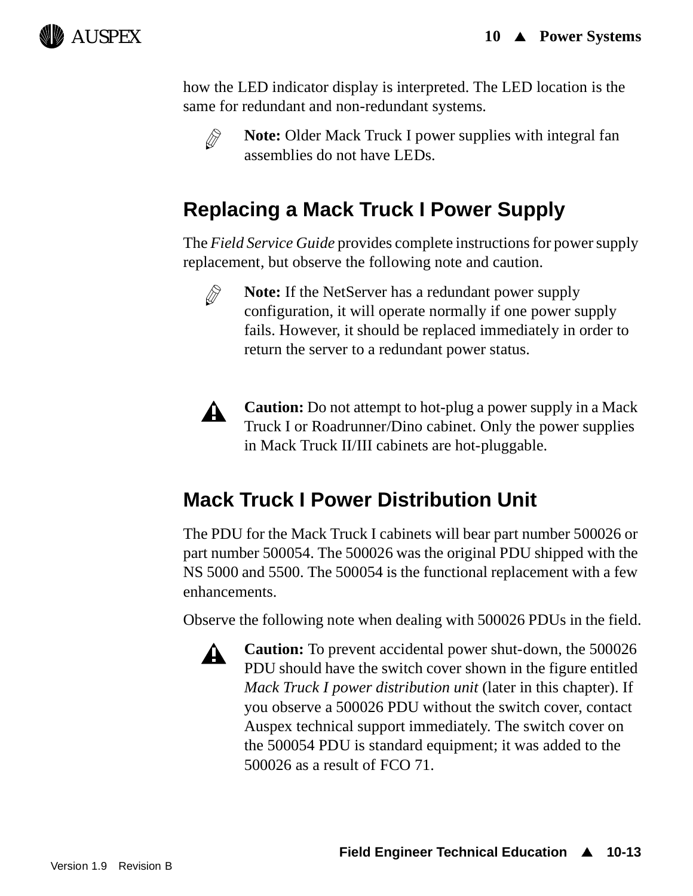how the LED indicator display is interpreted. The LED location is the same for redundant and non-redundant systems.

> **Note:** Older Mack Truck I power supplies with integral fan assemblies do not have LEDs.

## Replacing a Mack Truck I Power Supply

The *Field Service Guide* provides complete instructions for power supply replacement, but observe the following note and caution.

> **Note:** If the NetServer has a redundant power supply configuration, it will operate normally if one power supply fails. However, it should be replaced immediately in order to return the server to a redundant power status.

> **Caution:** Do not attempt to hot-plug a power supply in a Mack Truck I or Roadrunner/Dino cabinet. Only the power supplies in Mack Truck II/III cabinets are hot-pluggable.

## Mack Truck I Power Distribution Unit

The PDU for the Mack Truck I cabinets will bear part number 500026 or part number 500054. The 500026 was the original PDU shipped with the NS 5000 and 5500. The 500054 is the functional replacement with a few enhancements.

Observe the following note when dealing with 500026 PDUs in the field.

> **Caution:** To prevent accidental power shut-down, the 500026 PDU should have the switch cover shown in the figure entitled *Mack Truck I power distribution unit* (later in this chapter). If you observe a 500026 PDU without the switch cover, contact Auspex technical support immediately. The switch cover on the 500054 PDU is standard equipment; it was added to the 500026 as a result of FCO 71.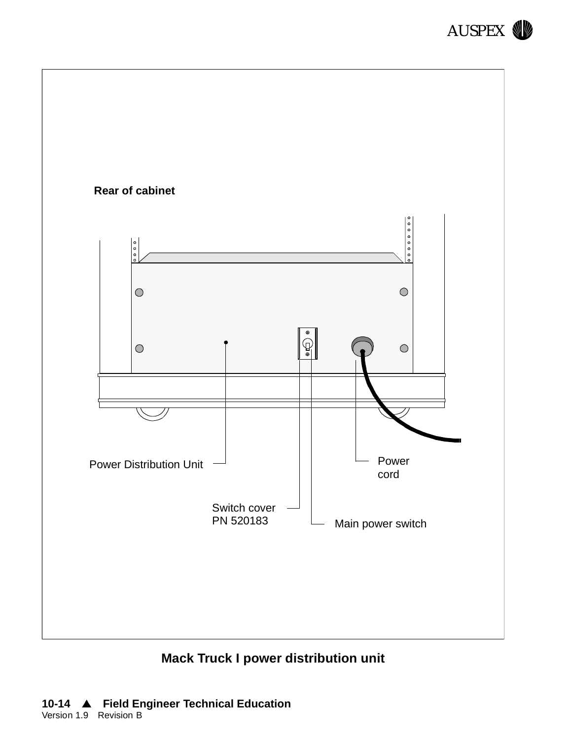Rear of cabinet

Power Distribution Unit

Power cord

Switch cover
PN 520183

Main power switch

**Mack Truck I power distribution unit**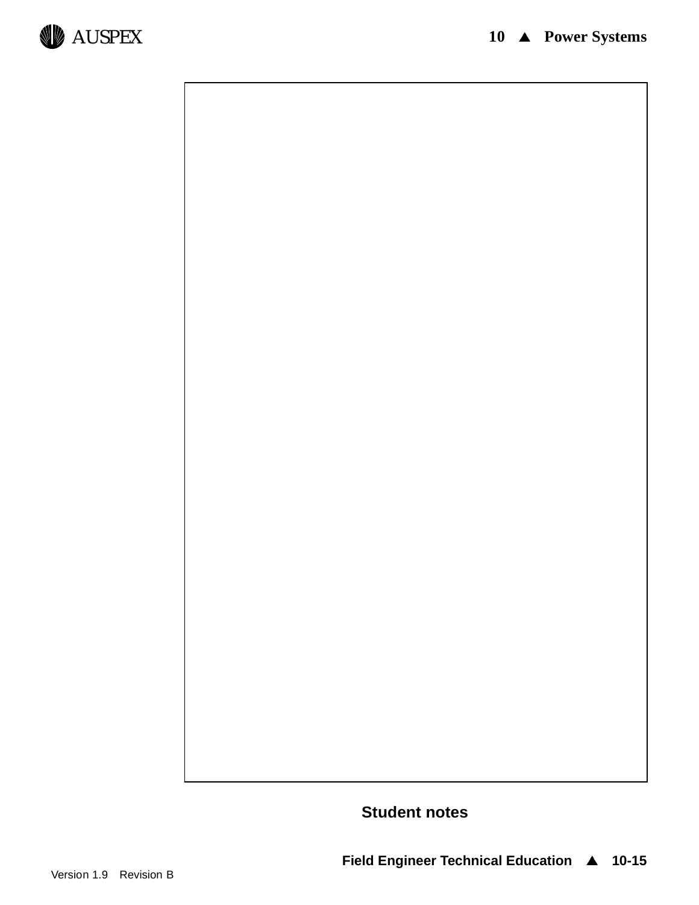Student notes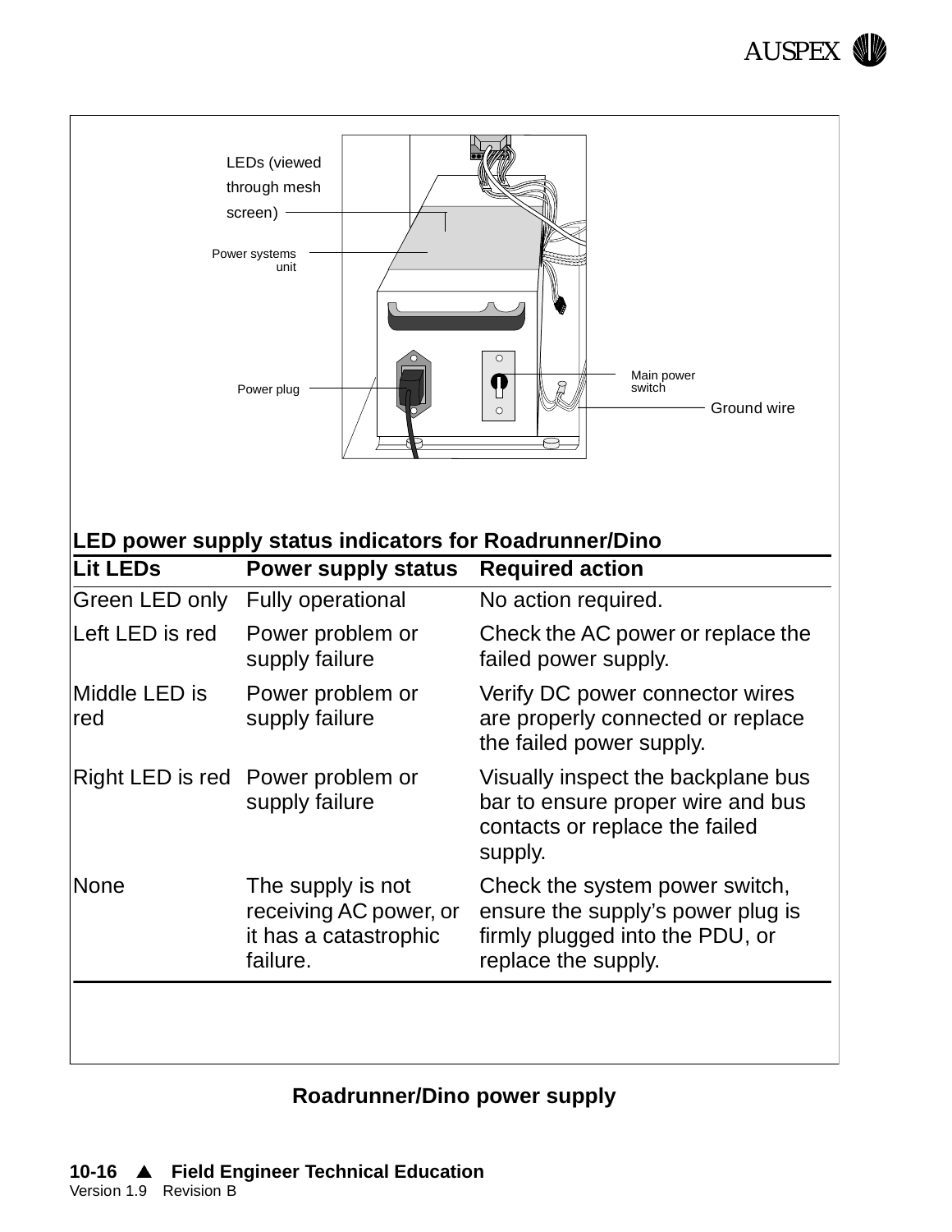LEDs (viewed through mesh screen)

Power systems unit

Power plug

Main power switch

Ground wire

**LED power supply status indicators for Roadrunner/Dino**

| Lit LEDs | Power supply status | Required action |
|---|---|---|
| Green LED only | Fully operational | No action required. |
| Left LED is red | Power problem or supply failure | Check the AC power or replace the failed power supply. |
| Middle LED is red | Power problem or supply failure | Verify DC power connector wires are properly connected or replace the failed power supply. |
| Right LED is red | Power problem or supply failure | Visually inspect the backplane bus bar to ensure proper wire and bus contacts or replace the failed supply. |
| None | The supply is not receiving AC power, or it has a catastrophic failure. | Check the system power switch, ensure the supply's power plug is firmly plugged into the PDU, or replace the supply. |

**Roadrunner/Dino power supply**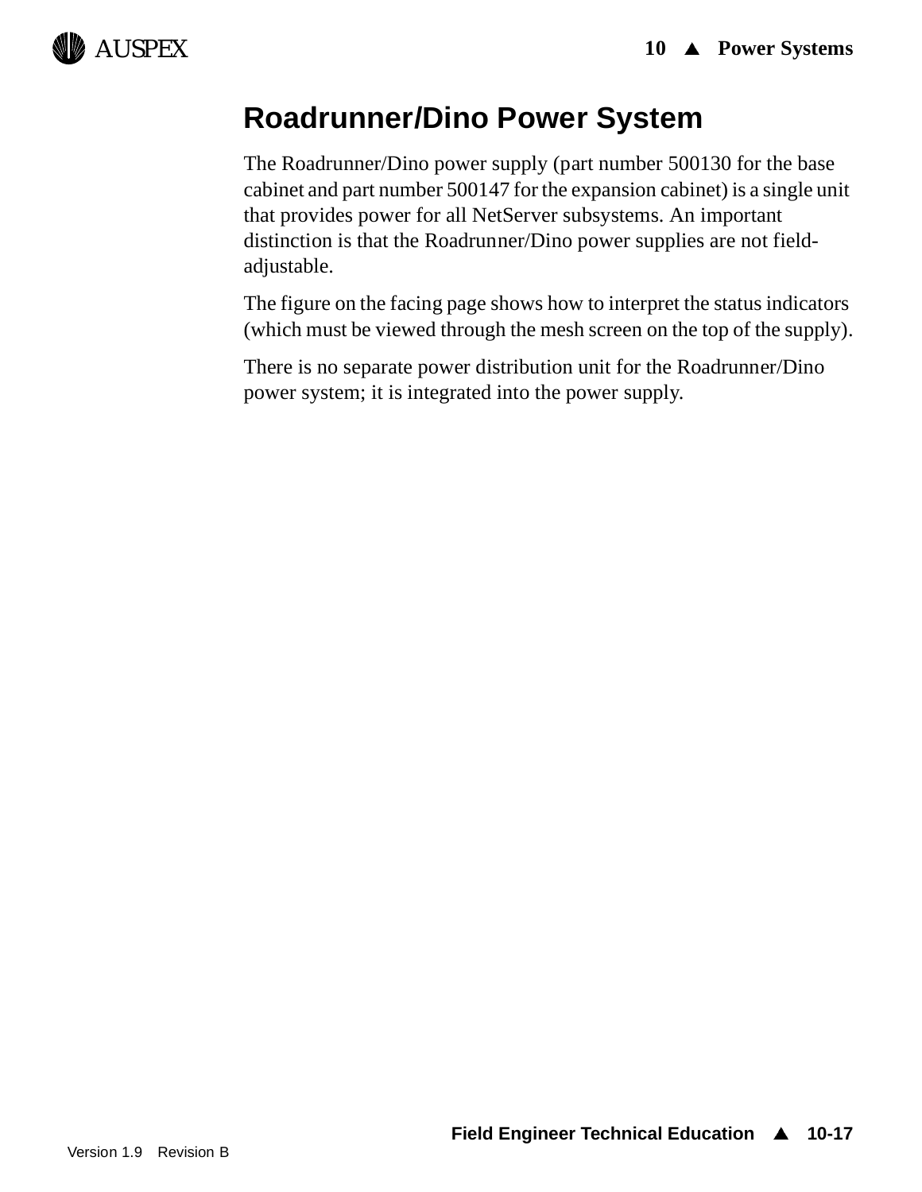# Roadrunner/Dino Power System

The Roadrunner/Dino power supply (part number 500130 for the base cabinet and part number 500147 for the expansion cabinet) is a single unit that provides power for all NetServer subsystems. An important distinction is that the Roadrunner/Dino power supplies are not field-adjustable.

The figure on the facing page shows how to interpret the status indicators (which must be viewed through the mesh screen on the top of the supply).

There is no separate power distribution unit for the Roadrunner/Dino power system; it is integrated into the power supply.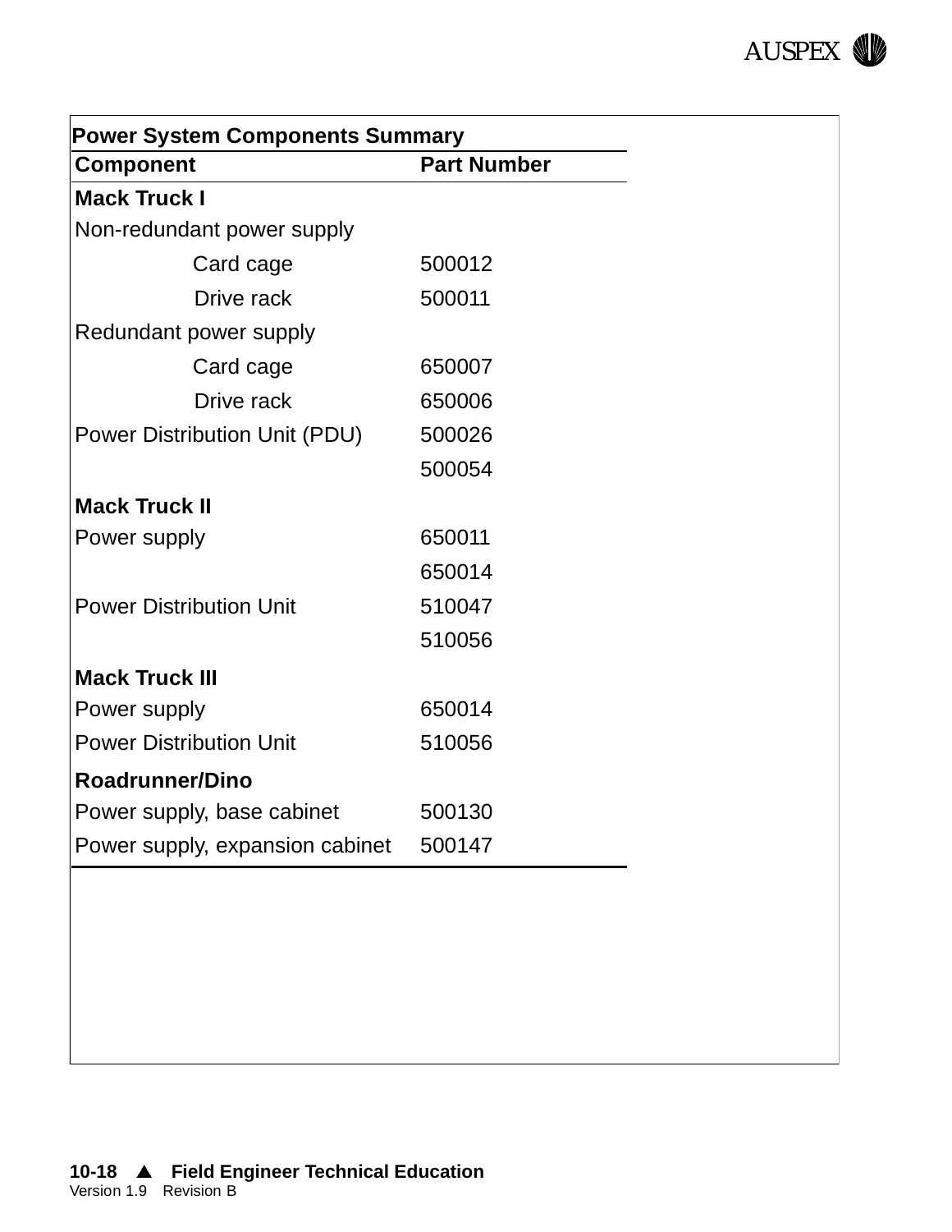**Power System Components Summary**

| Component | Part Number |
|---|---|
| **Mack Truck I** | |
| Non-redundant power supply | |
| Card cage | 500012 |
| Drive rack | 500011 |
| Redundant power supply | |
| Card cage | 650007 |
| Drive rack | 650006 |
| Power Distribution Unit (PDU) | 500026 |
| | 500054 |
| **Mack Truck II** | |
| Power supply | 650011 |
| | 650014 |
| Power Distribution Unit | 510047 |
| | 510056 |
| **Mack Truck III** | |
| Power supply | 650014 |
| Power Distribution Unit | 510056 |
| **Roadrunner/Dino** | |
| Power supply, base cabinet | 500130 |
| Power supply, expansion cabinet | 500147 |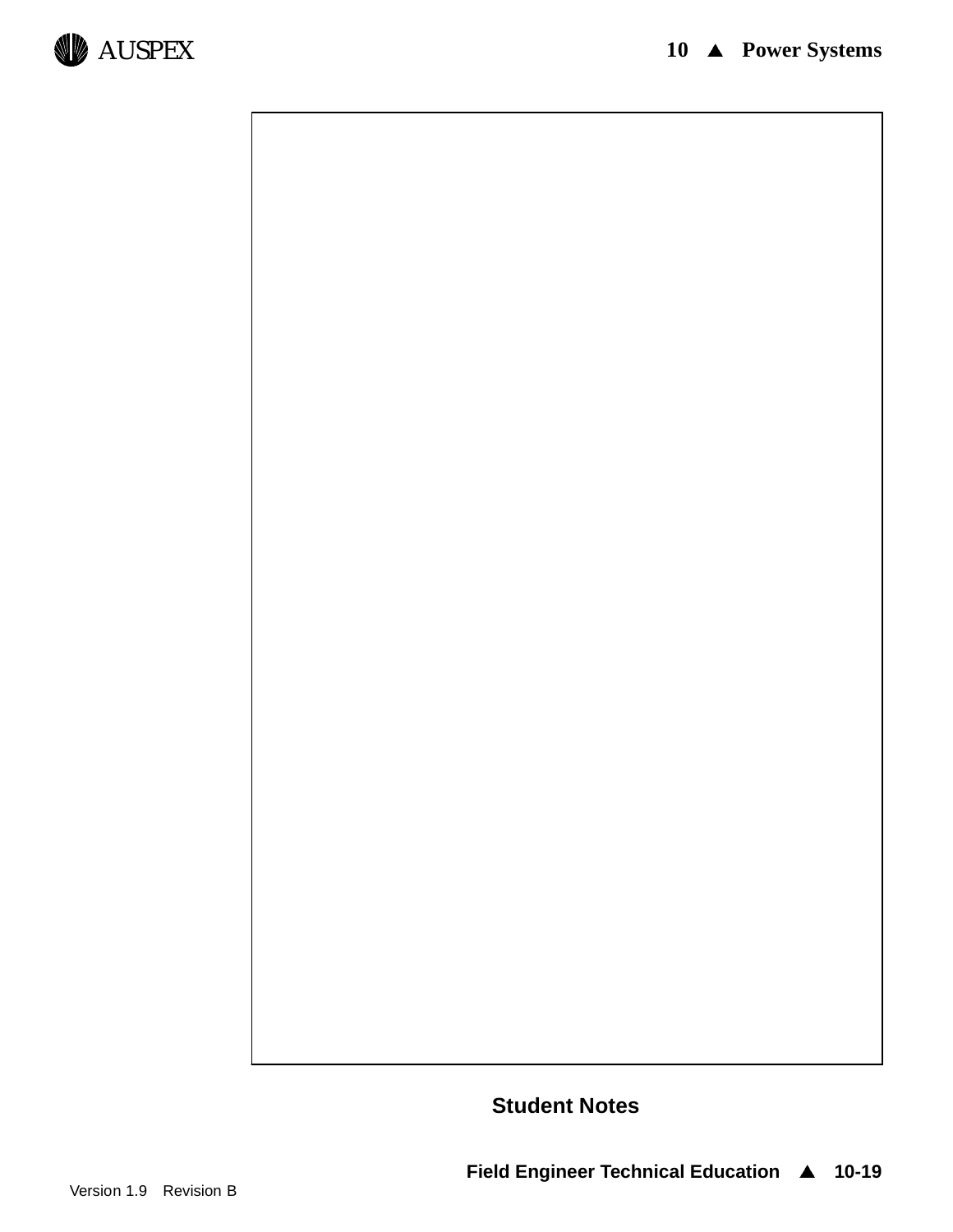Student Notes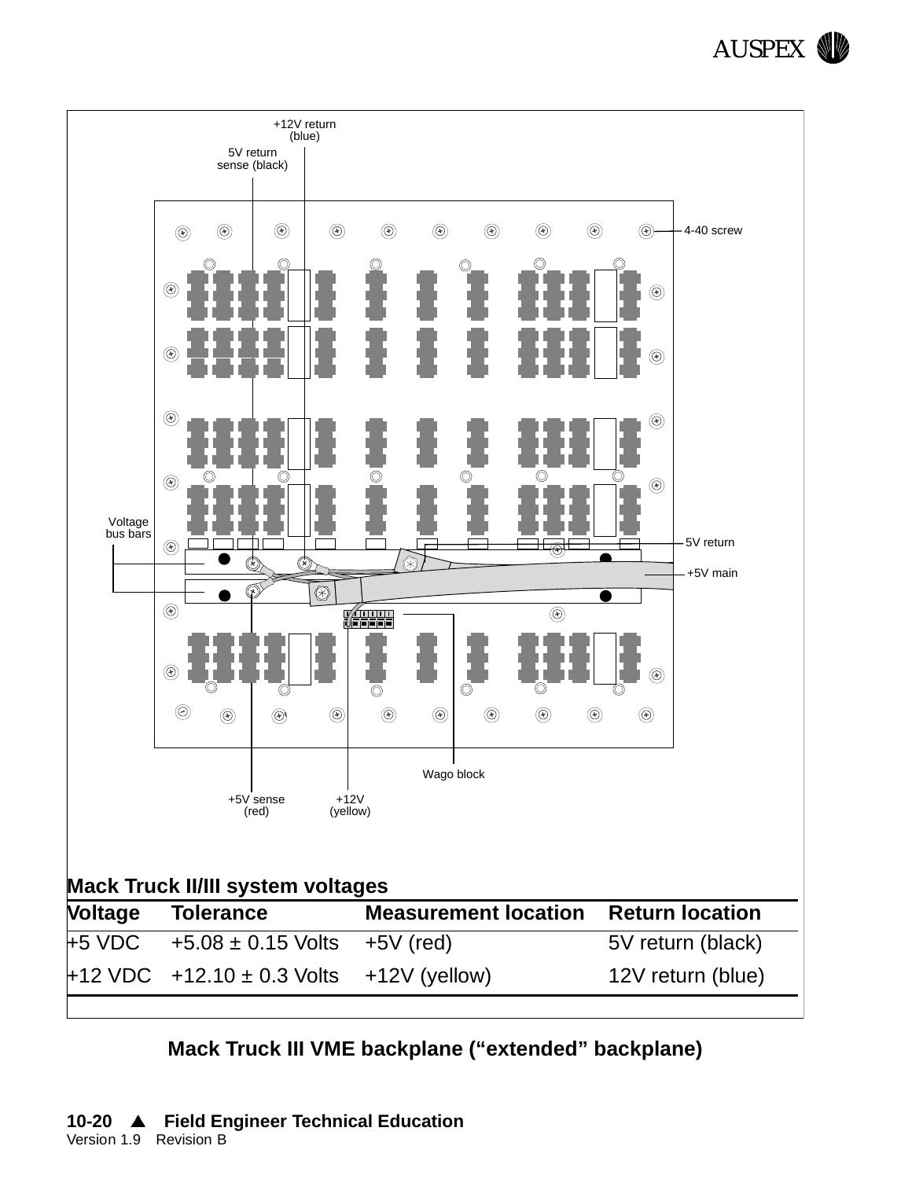+12V return (blue)

5V return sense (black)

4-40 screw

Voltage bus bars

5V return

+5V main

Wago block

+5V sense (red)

+12V (yellow)

**Mack Truck II/III system voltages**

| Voltage | Tolerance | Measurement location | Return location |
|---|---|---|---|
| +5 VDC | +5.08 ± 0.15 Volts | +5V (red) | 5V return (black) |
| +12 VDC | +12.10 ± 0.3 Volts | +12V (yellow) | 12V return (blue) |

**Mack Truck III VME backplane (“extended” backplane)**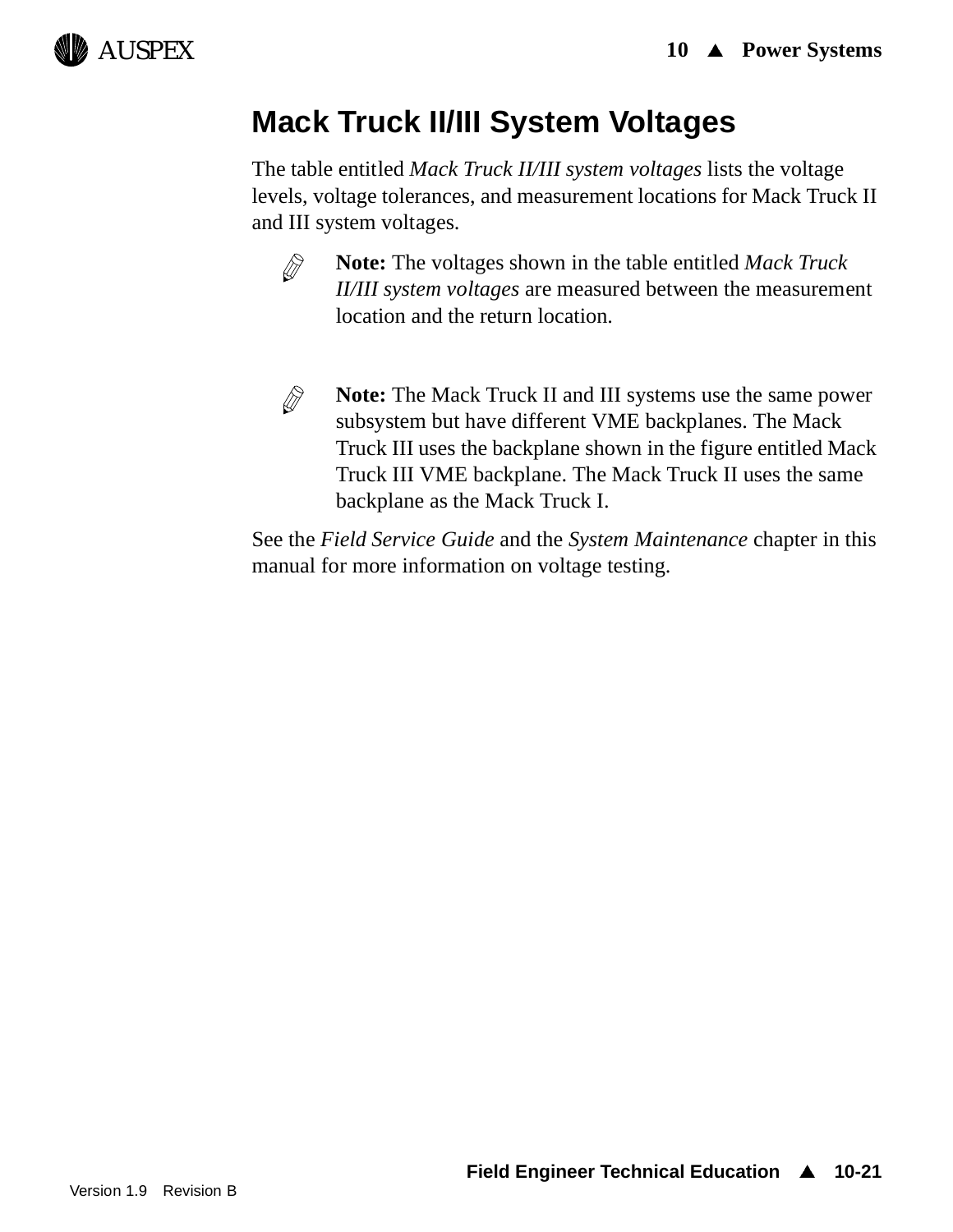## Mack Truck II/III System Voltages

The table entitled *Mack Truck II/III system voltages* lists the voltage levels, voltage tolerances, and measurement locations for Mack Truck II and III system voltages.

**Note:** The voltages shown in the table entitled *Mack Truck II/III system voltages* are measured between the measurement location and the return location.

**Note:** The Mack Truck II and III systems use the same power subsystem but have different VME backplanes. The Mack Truck III uses the backplane shown in the figure entitled Mack Truck III VME backplane. The Mack Truck II uses the same backplane as the Mack Truck I.

See the *Field Service Guide* and the *System Maintenance* chapter in this manual for more information on voltage testing.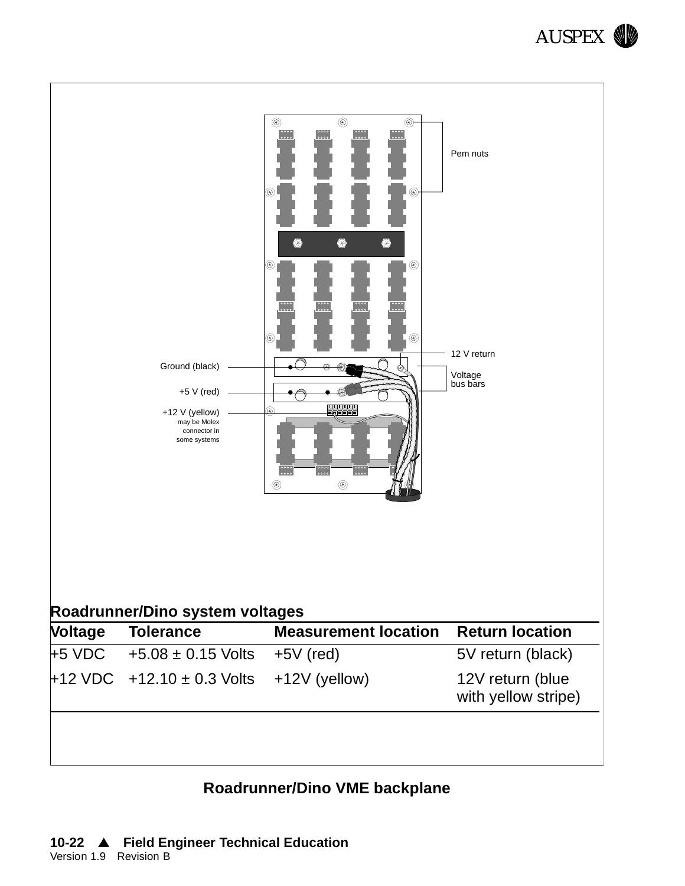Pem nuts

12 V return

Ground (black)

Voltage bus bars

+5 V (red)

+12 V (yellow) may be Molex connector in some systems

**Roadrunner/Dino system voltages**

| Voltage | Tolerance | Measurement location | Return location |
|---|---|---|---|
| +5 VDC | +5.08 ± 0.15 Volts | +5V (red) | 5V return (black) |
| +12 VDC | +12.10 ± 0.3 Volts | +12V (yellow) | 12V return (blue with yellow stripe) |

**Roadrunner/Dino VME backplane**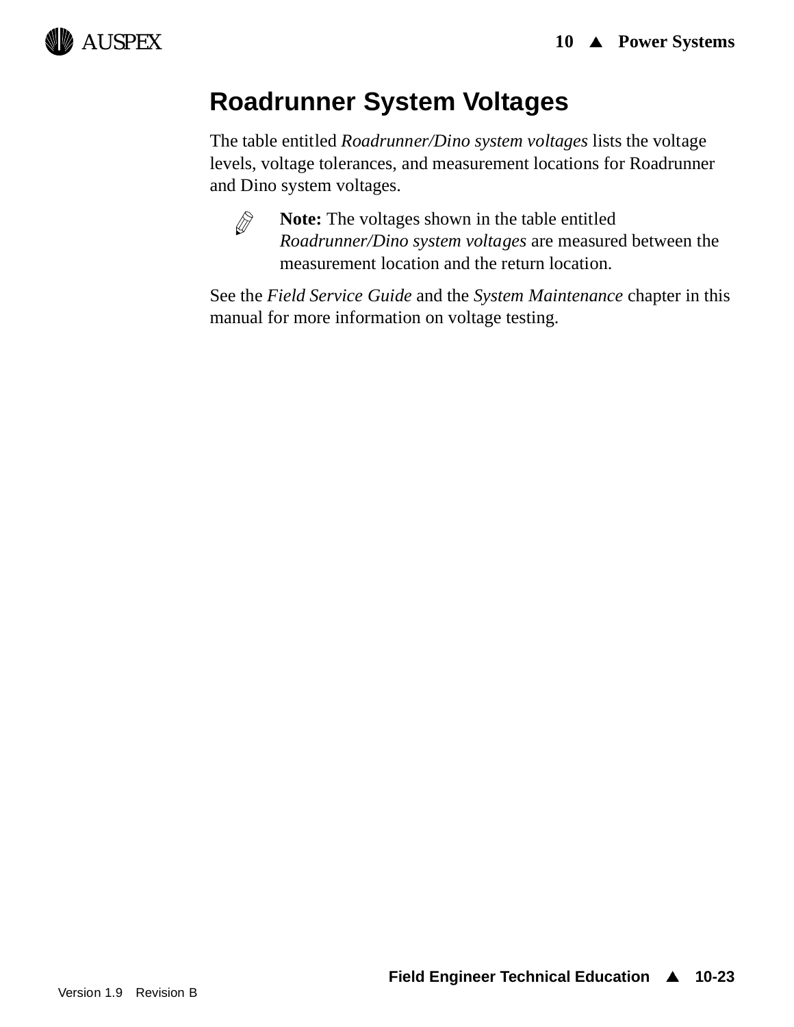# Roadrunner System Voltages

The table entitled *Roadrunner/Dino system voltages* lists the voltage levels, voltage tolerances, and measurement locations for Roadrunner and Dino system voltages.

> **Note:** The voltages shown in the table entitled *Roadrunner/Dino system voltages* are measured between the measurement location and the return location.

See the *Field Service Guide* and the *System Maintenance* chapter in this manual for more information on voltage testing.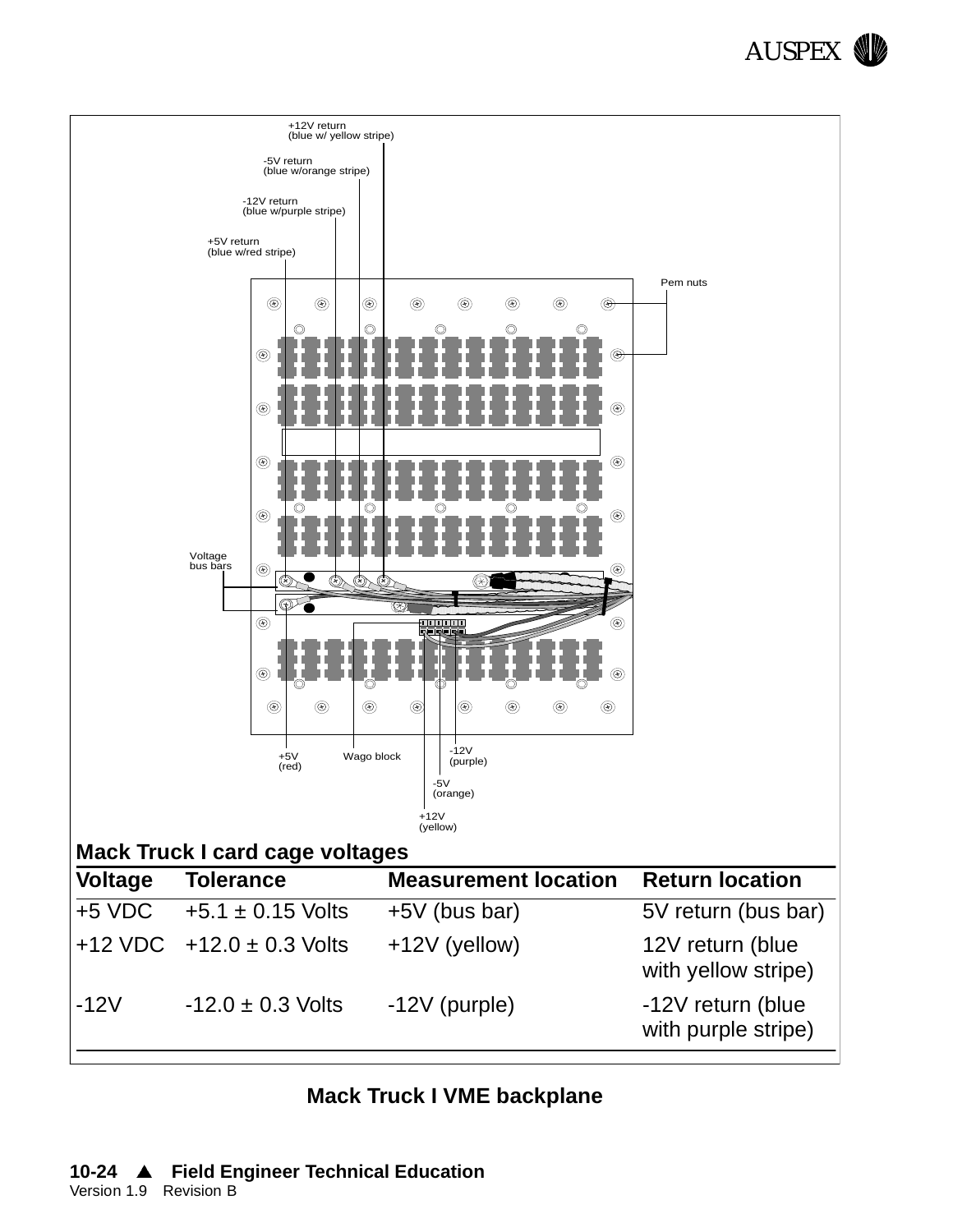+12V return
(blue w/ yellow stripe)

-5V return
(blue w/orange stripe)

-12V return
(blue w/purple stripe)

+5V return
(blue w/red stripe)

Pem nuts

Voltage
bus bars

+5V
(red)

Wago block

-12V
(purple)

-5V
(orange)

+12V
(yellow)

**Mack Truck I card cage voltages**

| Voltage | Tolerance | Measurement location | Return location |
|---|---|---|---|
| +5 VDC | +5.1 ± 0.15 Volts | +5V (bus bar) | 5V return (bus bar) |
| +12 VDC | +12.0 ± 0.3 Volts | +12V (yellow) | 12V return (blue with yellow stripe) |
| -12V | -12.0 ± 0.3 Volts | -12V (purple) | -12V return (blue with purple stripe) |

**Mack Truck I VME backplane**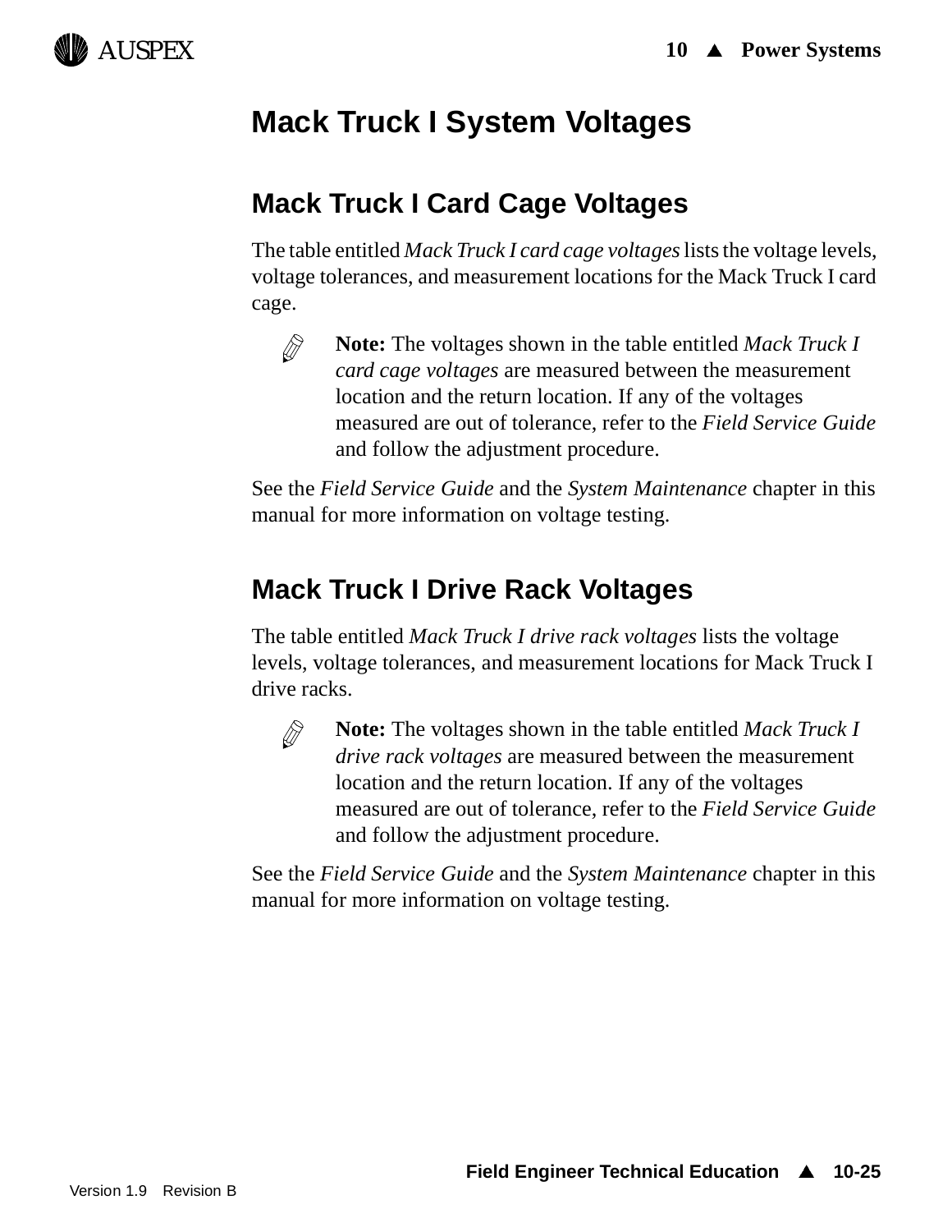# Mack Truck I System Voltages

## Mack Truck I Card Cage Voltages

The table entitled *Mack Truck I card cage voltages* lists the voltage levels, voltage tolerances, and measurement locations for the Mack Truck I card cage.

> **Note:** The voltages shown in the table entitled *Mack Truck I card cage voltages* are measured between the measurement location and the return location. If any of the voltages measured are out of tolerance, refer to the *Field Service Guide* and follow the adjustment procedure.

See the *Field Service Guide* and the *System Maintenance* chapter in this manual for more information on voltage testing.

## Mack Truck I Drive Rack Voltages

The table entitled *Mack Truck I drive rack voltages* lists the voltage levels, voltage tolerances, and measurement locations for Mack Truck I drive racks.

> **Note:** The voltages shown in the table entitled *Mack Truck I drive rack voltages* are measured between the measurement location and the return location. If any of the voltages measured are out of tolerance, refer to the *Field Service Guide* and follow the adjustment procedure.

See the *Field Service Guide* and the *System Maintenance* chapter in this manual for more information on voltage testing.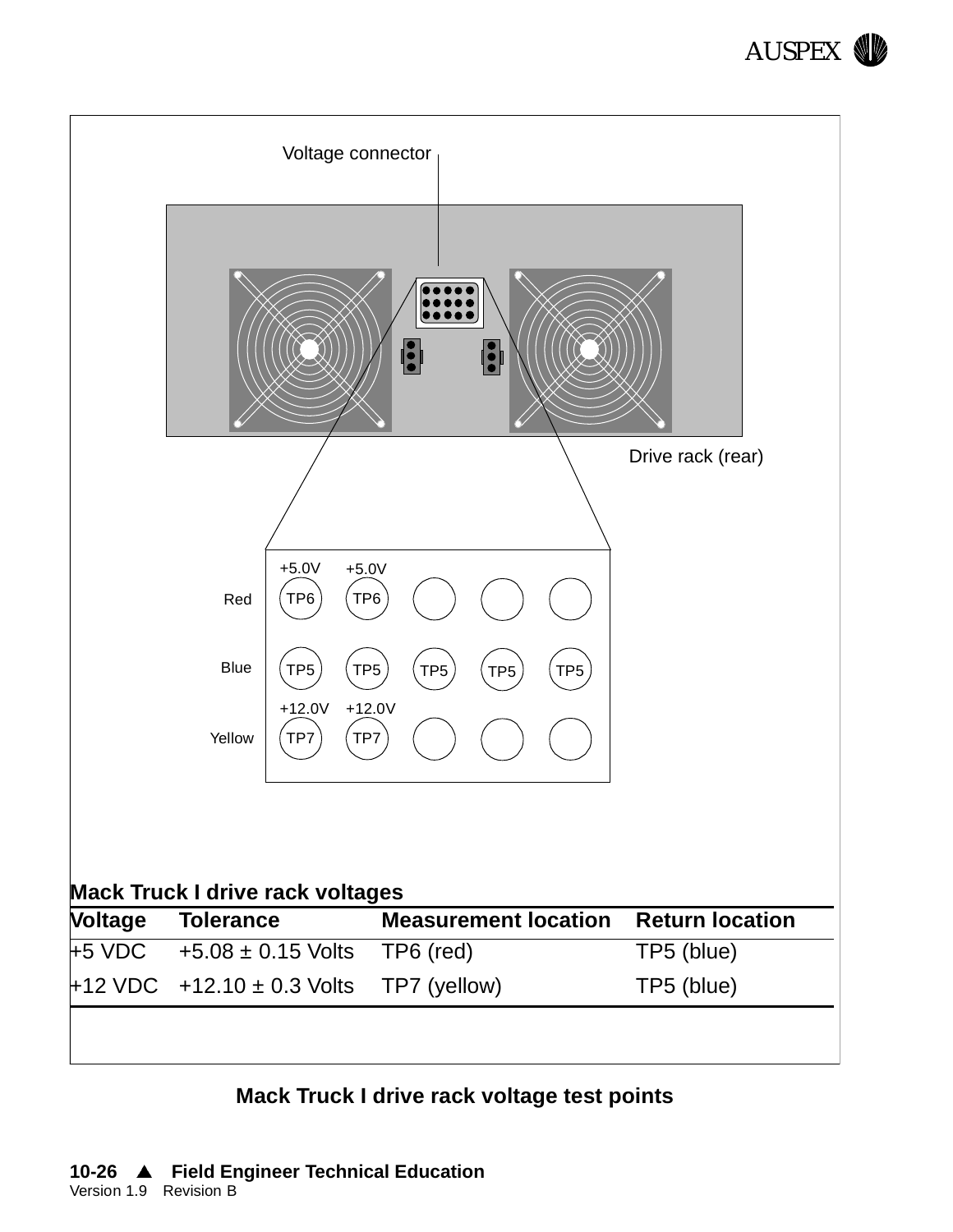Voltage connector

Drive rack (rear)

+5.0V +5.0V

Red TP6 TP6

Blue TP5 TP5 TP5 TP5 TP5

+12.0V +12.0V

Yellow TP7 TP7

**Mack Truck I drive rack voltages**

| Voltage | Tolerance | Measurement location | Return location |
|---|---|---|---|
| +5 VDC | +5.08 ± 0.15 Volts | TP6 (red) | TP5 (blue) |
| +12 VDC | +12.10 ± 0.3 Volts | TP7 (yellow) | TP5 (blue) |

**Mack Truck I drive rack voltage test points**